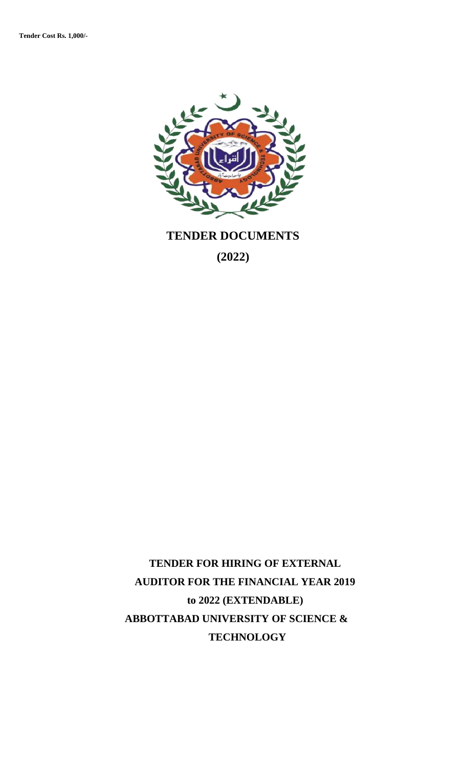**Tender Cost Rs. 1,000/-**

# TENDER DOCUMENTS

**(2022)**

# TENDER FOR HIRING OF EXTERNAL AUDITOR FOR THE FINANCIAL YEAR 2019 to 2022 (EXTENDABLE) ABBOTTABAD UNIVERSITY OF SCIENCE & TECHNOLOGY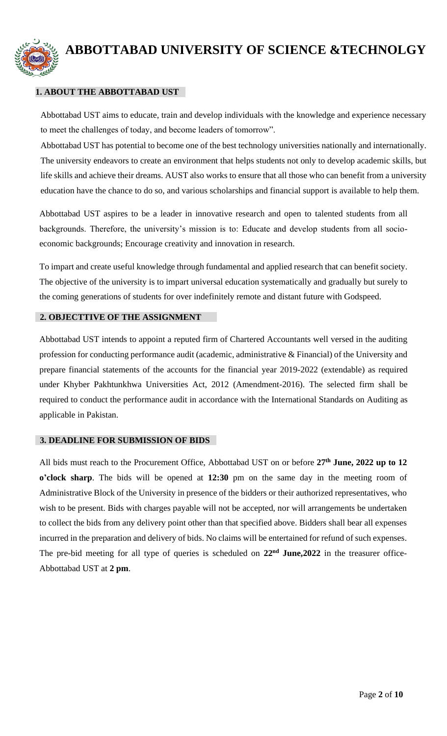# ABBOTTABAD UNIVERSITY OF SCIENCE &TECHNOLGY

## 1. ABOUT THE ABBOTTABAD UST

Abbottabad UST aims to educate, train and develop individuals with the knowledge and experience necessary to meet the challenges of today, and become leaders of tomorrow".

Abbottabad UST has potential to become one of the best technology universities nationally and internationally. The university endeavors to create an environment that helps students not only to develop academic skills, but life skills and achieve their dreams. AUST also works to ensure that all those who can benefit from a university education have the chance to do so, and various scholarships and financial support is available to help them.

Abbottabad UST aspires to be a leader in innovative research and open to talented students from all backgrounds. Therefore, the university's mission is to: Educate and develop students from all socio-economic backgrounds; Encourage creativity and innovation in research.

To impart and create useful knowledge through fundamental and applied research that can benefit society. The objective of the university is to impart universal education systematically and gradually but surely to the coming generations of students for over indefinitely remote and distant future with Godspeed.

## 2. OBJECTTIVE OF THE ASSIGNMENT

Abbottabad UST intends to appoint a reputed firm of Chartered Accountants well versed in the auditing profession for conducting performance audit (academic, administrative & Financial) of the University and prepare financial statements of the accounts for the financial year 2019-2022 (extendable) as required under Khyber Pakhtunkhwa Universities Act, 2012 (Amendment-2016). The selected firm shall be required to conduct the performance audit in accordance with the International Standards on Auditing as applicable in Pakistan.

## 3. DEADLINE FOR SUBMISSION OF BIDS

All bids must reach to the Procurement Office, Abbottabad UST on or before **27th June, 2022 up to 12 o'clock sharp**. The bids will be opened at **12:30** pm on the same day in the meeting room of Administrative Block of the University in presence of the bidders or their authorized representatives, who wish to be present. Bids with charges payable will not be accepted, nor will arrangements be undertaken to collect the bids from any delivery point other than that specified above. Bidders shall bear all expenses incurred in the preparation and delivery of bids. No claims will be entertained for refund of such expenses. The pre-bid meeting for all type of queries is scheduled on **22nd June,2022** in the treasurer office-Abbottabad UST at **2 pm**.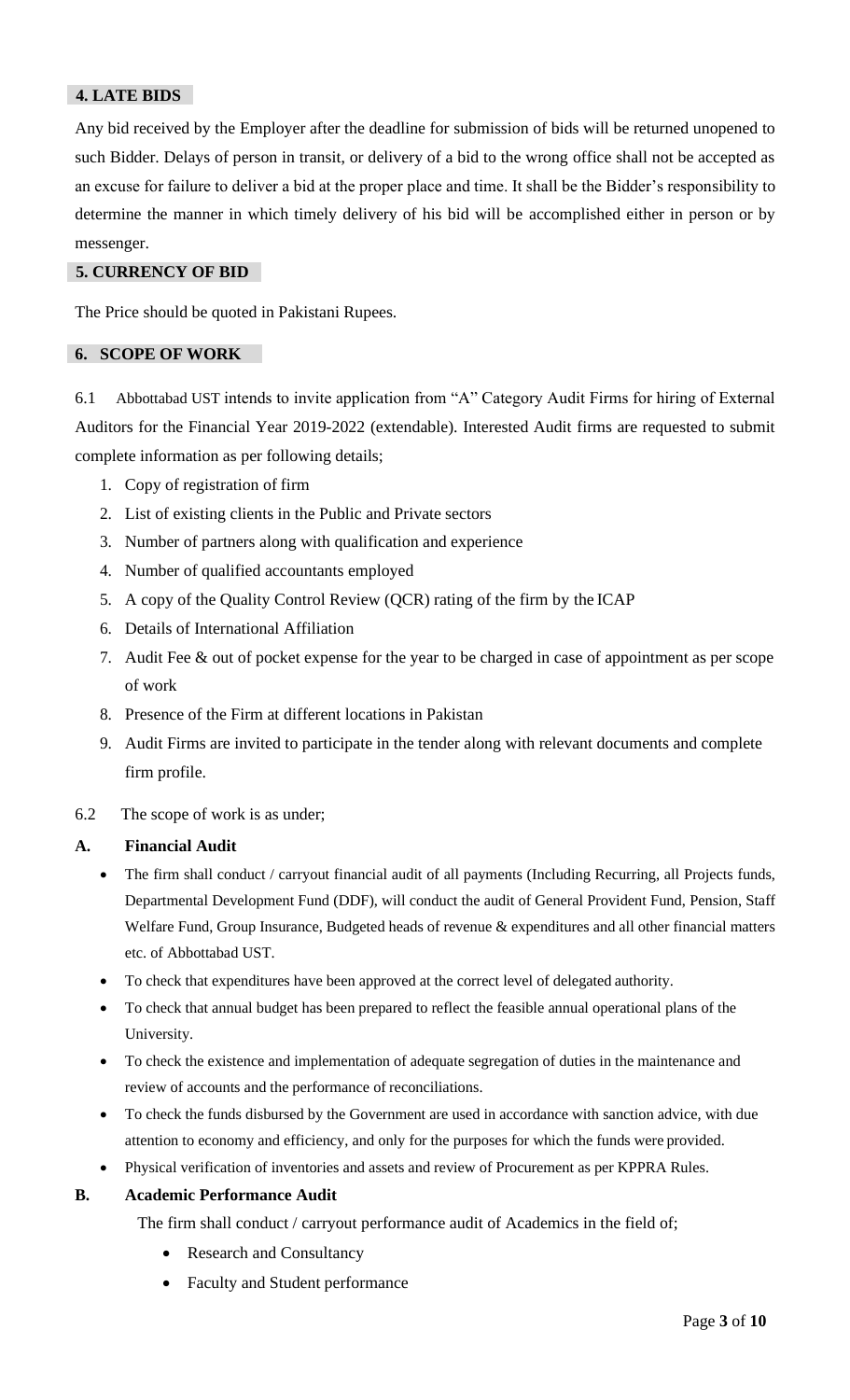## 4. LATE BIDS

Any bid received by the Employer after the deadline for submission of bids will be returned unopened to such Bidder. Delays of person in transit, or delivery of a bid to the wrong office shall not be accepted as an excuse for failure to deliver a bid at the proper place and time. It shall be the Bidder's responsibility to determine the manner in which timely delivery of his bid will be accomplished either in person or by messenger.

## 5. CURRENCY OF BID

The Price should be quoted in Pakistani Rupees.

## 6. SCOPE OF WORK

6.1 Abbottabad UST intends to invite application from "A" Category Audit Firms for hiring of External Auditors for the Financial Year 2019-2022 (extendable). Interested Audit firms are requested to submit complete information as per following details;

1. Copy of registration of firm
2. List of existing clients in the Public and Private sectors
3. Number of partners along with qualification and experience
4. Number of qualified accountants employed
5. A copy of the Quality Control Review (QCR) rating of the firm by the ICAP
6. Details of International Affiliation
7. Audit Fee & out of pocket expense for the year to be charged in case of appointment as per scope of work
8. Presence of the Firm at different locations in Pakistan
9. Audit Firms are invited to participate in the tender along with relevant documents and complete firm profile.

6.2 The scope of work is as under;

**A. Financial Audit**

- The firm shall conduct / carryout financial audit of all payments (Including Recurring, all Projects funds, Departmental Development Fund (DDF), will conduct the audit of General Provident Fund, Pension, Staff Welfare Fund, Group Insurance, Budgeted heads of revenue & expenditures and all other financial matters etc. of Abbottabad UST.
- To check that expenditures have been approved at the correct level of delegated authority.
- To check that annual budget has been prepared to reflect the feasible annual operational plans of the University.
- To check the existence and implementation of adequate segregation of duties in the maintenance and review of accounts and the performance of reconciliations.
- To check the funds disbursed by the Government are used in accordance with sanction advice, with due attention to economy and efficiency, and only for the purposes for which the funds were provided.
- Physical verification of inventories and assets and review of Procurement as per KPPRA Rules.

**B. Academic Performance Audit**

The firm shall conduct / carryout performance audit of Academics in the field of;

- Research and Consultancy
- Faculty and Student performance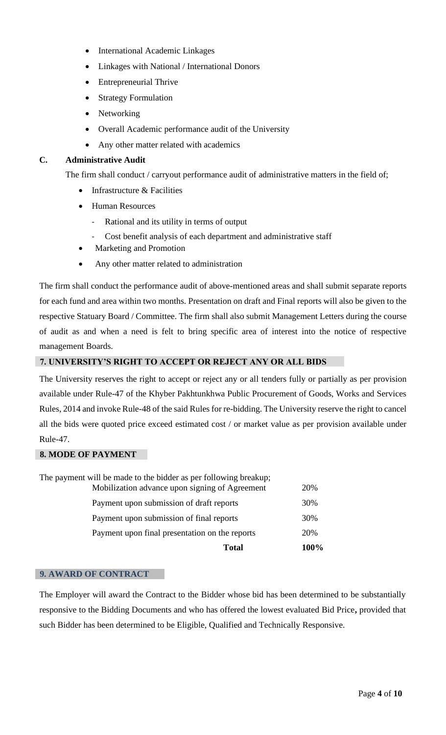- International Academic Linkages
- Linkages with National / International Donors
- Entrepreneurial Thrive
- Strategy Formulation
- Networking
- Overall Academic performance audit of the University
- Any other matter related with academics

**C. Administrative Audit**

The firm shall conduct / carryout performance audit of administrative matters in the field of;

- Infrastructure & Facilities
- Human Resources
  - Rational and its utility in terms of output
  - Cost benefit analysis of each department and administrative staff
- Marketing and Promotion
- Any other matter related to administration

The firm shall conduct the performance audit of above-mentioned areas and shall submit separate reports for each fund and area within two months. Presentation on draft and Final reports will also be given to the respective Statuary Board / Committee. The firm shall also submit Management Letters during the course of audit as and when a need is felt to bring specific area of interest into the notice of respective management Boards.

## 7. UNIVERSITY'S RIGHT TO ACCEPT OR REJECT ANY OR ALL BIDS

The University reserves the right to accept or reject any or all tenders fully or partially as per provision available under Rule-47 of the Khyber Pakhtunkhwa Public Procurement of Goods, Works and Services Rules, 2014 and invoke Rule-48 of the said Rules for re-bidding. The University reserve the right to cancel all the bids were quoted price exceed estimated cost / or market value as per provision available under Rule-47.

## 8. MODE OF PAYMENT

The payment will be made to the bidder as per following breakup;

| | |
|---|---|
| Mobilization advance upon signing of Agreement | 20% |
| Payment upon submission of draft reports | 30% |
| Payment upon submission of final reports | 30% |
| Payment upon final presentation on the reports | 20% |
| **Total** | **100%** |

## 9. AWARD OF CONTRACT

The Employer will award the Contract to the Bidder whose bid has been determined to be substantially responsive to the Bidding Documents and who has offered the lowest evaluated Bid Price**,** provided that such Bidder has been determined to be Eligible, Qualified and Technically Responsive.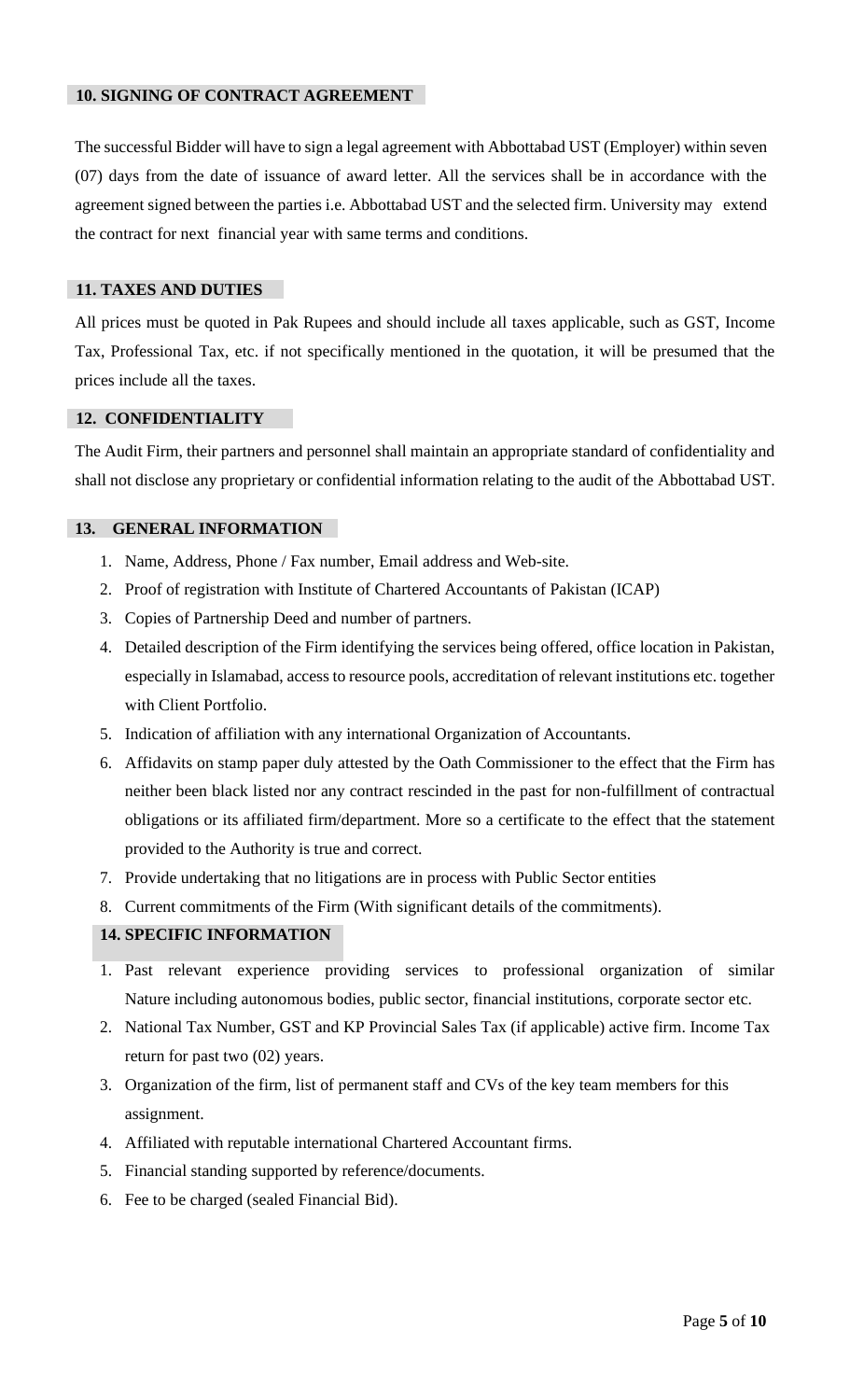## 10. SIGNING OF CONTRACT AGREEMENT

The successful Bidder will have to sign a legal agreement with Abbottabad UST (Employer) within seven (07) days from the date of issuance of award letter. All the services shall be in accordance with the agreement signed between the parties i.e. Abbottabad UST and the selected firm. University may extend the contract for next financial year with same terms and conditions.

## 11. TAXES AND DUTIES

All prices must be quoted in Pak Rupees and should include all taxes applicable, such as GST, Income Tax, Professional Tax, etc. if not specifically mentioned in the quotation, it will be presumed that the prices include all the taxes.

## 12. CONFIDENTIALITY

The Audit Firm, their partners and personnel shall maintain an appropriate standard of confidentiality and shall not disclose any proprietary or confidential information relating to the audit of the Abbottabad UST.

## 13. GENERAL INFORMATION

1. Name, Address, Phone / Fax number, Email address and Web-site.
2. Proof of registration with Institute of Chartered Accountants of Pakistan (ICAP)
3. Copies of Partnership Deed and number of partners.
4. Detailed description of the Firm identifying the services being offered, office location in Pakistan, especially in Islamabad, access to resource pools, accreditation of relevant institutions etc. together with Client Portfolio.
5. Indication of affiliation with any international Organization of Accountants.
6. Affidavits on stamp paper duly attested by the Oath Commissioner to the effect that the Firm has neither been black listed nor any contract rescinded in the past for non-fulfillment of contractual obligations or its affiliated firm/department. More so a certificate to the effect that the statement provided to the Authority is true and correct.
7. Provide undertaking that no litigations are in process with Public Sector entities
8. Current commitments of the Firm (With significant details of the commitments).

## 14. SPECIFIC INFORMATION

1. Past relevant experience providing services to professional organization of similar Nature including autonomous bodies, public sector, financial institutions, corporate sector etc.
2. National Tax Number, GST and KP Provincial Sales Tax (if applicable) active firm. Income Tax return for past two (02) years.
3. Organization of the firm, list of permanent staff and CVs of the key team members for this assignment.
4. Affiliated with reputable international Chartered Accountant firms.
5. Financial standing supported by reference/documents.
6. Fee to be charged (sealed Financial Bid).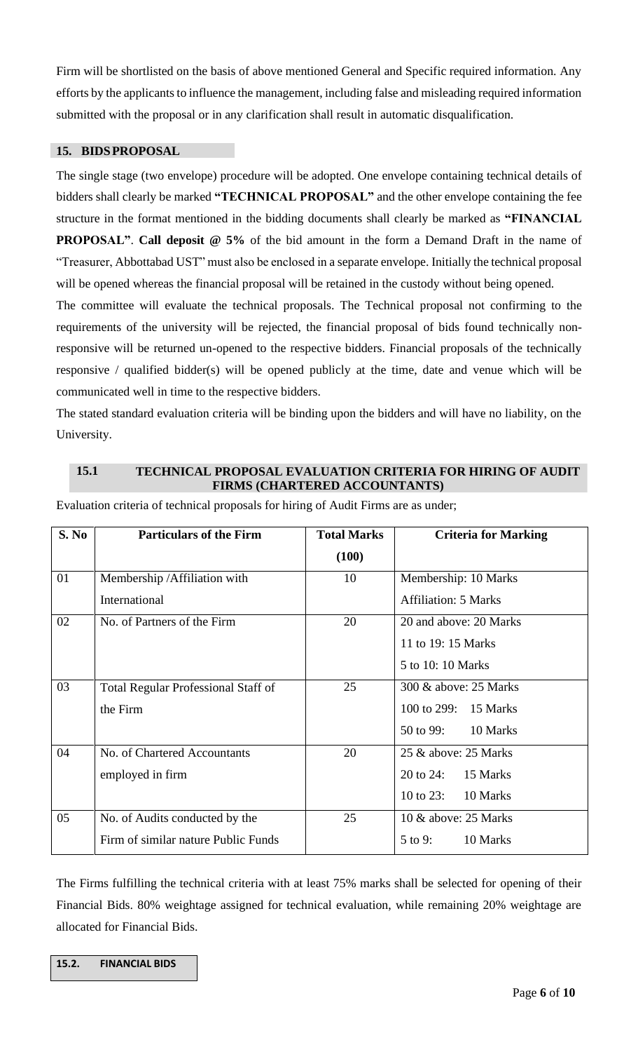Firm will be shortlisted on the basis of above mentioned General and Specific required information. Any efforts by the applicants to influence the management, including false and misleading required information submitted with the proposal or in any clarification shall result in automatic disqualification.

## 15. BIDS PROPOSAL

The single stage (two envelope) procedure will be adopted. One envelope containing technical details of bidders shall clearly be marked **"TECHNICAL PROPOSAL"** and the other envelope containing the fee structure in the format mentioned in the bidding documents shall clearly be marked as **"FINANCIAL PROPOSAL"**. **Call deposit @ 5%** of the bid amount in the form a Demand Draft in the name of "Treasurer, Abbottabad UST" must also be enclosed in a separate envelope. Initially the technical proposal will be opened whereas the financial proposal will be retained in the custody without being opened.

The committee will evaluate the technical proposals. The Technical proposal not confirming to the requirements of the university will be rejected, the financial proposal of bids found technically non-responsive will be returned un-opened to the respective bidders. Financial proposals of the technically responsive / qualified bidder(s) will be opened publicly at the time, date and venue which will be communicated well in time to the respective bidders.

The stated standard evaluation criteria will be binding upon the bidders and will have no liability, on the University.

### 15.1 TECHNICAL PROPOSAL EVALUATION CRITERIA FOR HIRING OF AUDIT FIRMS (CHARTERED ACCOUNTANTS)

Evaluation criteria of technical proposals for hiring of Audit Firms are as under;

| S. No | Particulars of the Firm | Total Marks (100) | Criteria for Marking |
|---|---|---|---|
| 01 | Membership /Affiliation with International | 10 | Membership: 10 Marks<br>Affiliation: 5 Marks |
| 02 | No. of Partners of the Firm | 20 | 20 and above: 20 Marks<br>11 to 19: 15 Marks<br>5 to 10: 10 Marks |
| 03 | Total Regular Professional Staff of the Firm | 25 | 300 & above: 25 Marks<br>100 to 299: 15 Marks<br>50 to 99: 10 Marks |
| 04 | No. of Chartered Accountants employed in firm | 20 | 25 & above: 25 Marks<br>20 to 24: 15 Marks<br>10 to 23: 10 Marks |
| 05 | No. of Audits conducted by the Firm of similar nature Public Funds | 25 | 10 & above: 25 Marks<br>5 to 9: 10 Marks |

The Firms fulfilling the technical criteria with at least 75% marks shall be selected for opening of their Financial Bids. 80% weightage assigned for technical evaluation, while remaining 20% weightage are allocated for Financial Bids.

### 15.2. FINANCIAL BIDS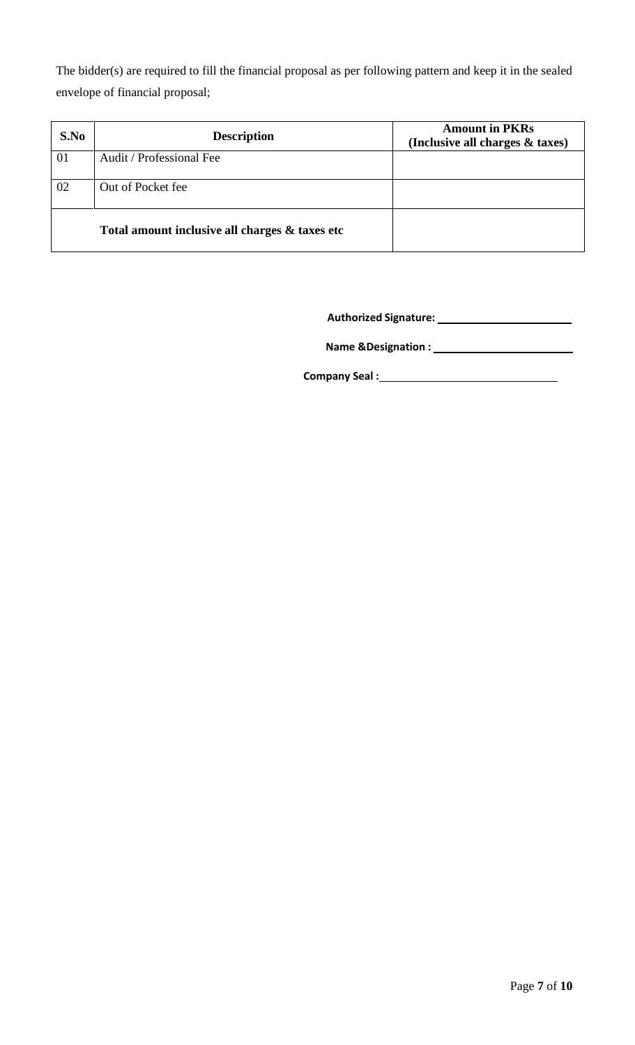The bidder(s) are required to fill the financial proposal as per following pattern and keep it in the sealed envelope of financial proposal;

| S.No | Description | Amount in PKRs (Inclusive all charges & taxes) |
|---|---|---|
| 01 | Audit / Professional Fee | |
| 02 | Out of Pocket fee | |
| | **Total amount inclusive all charges & taxes etc** | |

**Authorized Signature:** ______________________

**Name &Designation :** ______________________

**Company Seal :** ______________________________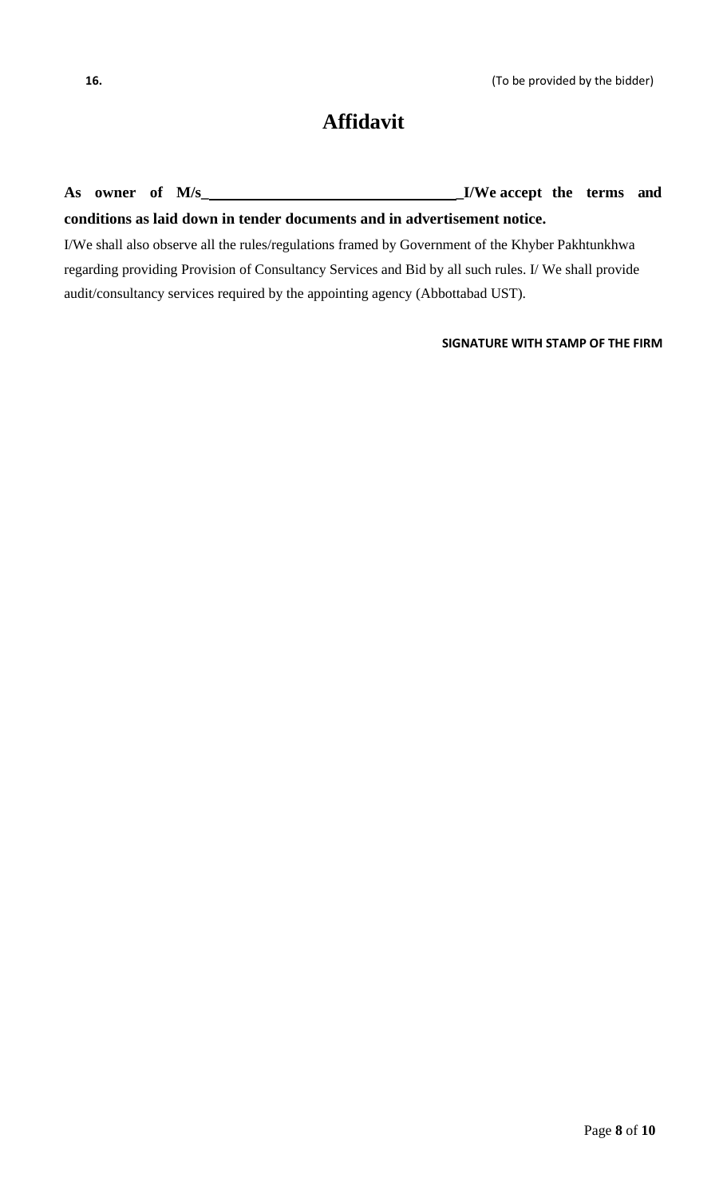**16.** (To be provided by the bidder)

# Affidavit

**As owner of M/s\_\_\_\_\_\_\_\_\_\_\_\_\_\_\_\_\_\_\_\_\_\_\_\_\_\_\_\_\_\_\_\_\_\_I/We accept the terms and conditions as laid down in tender documents and in advertisement notice.**

I/We shall also observe all the rules/regulations framed by Government of the Khyber Pakhtunkhwa regarding providing Provision of Consultancy Services and Bid by all such rules. I/ We shall provide audit/consultancy services required by the appointing agency (Abbottabad UST).

**SIGNATURE WITH STAMP OF THE FIRM**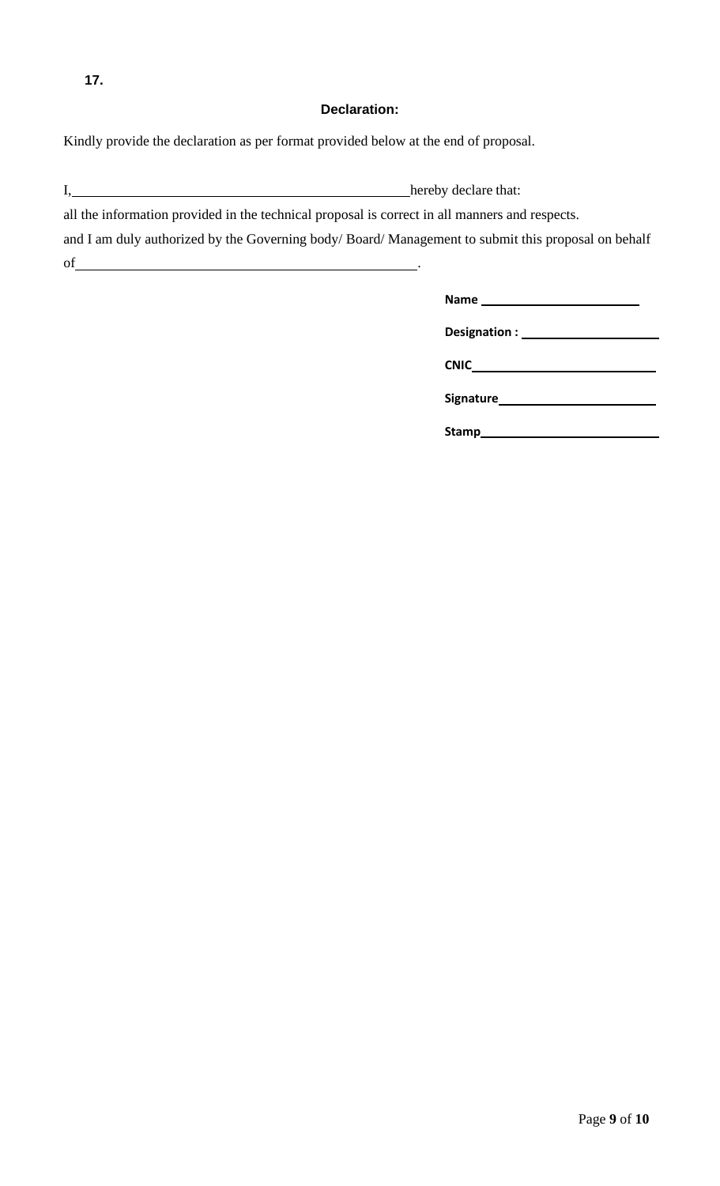**17.**

**Declaration:**

Kindly provide the declaration as per format provided below at the end of proposal.

I,\_\_\_\_\_\_\_\_\_\_\_\_\_\_\_\_\_\_\_\_\_\_\_\_\_\_\_\_\_\_\_\_\_\_\_\_\_\_\_\_\_\_\_\_hereby declare that:

all the information provided in the technical proposal is correct in all manners and respects.

and I am duly authorized by the Governing body/ Board/ Management to submit this proposal on behalf of\_\_\_\_\_\_\_\_\_\_\_\_\_\_\_\_\_\_\_\_\_\_\_\_\_\_\_\_\_\_\_\_\_\_\_\_\_\_\_\_\_\_\_\_.

**Name** \_\_\_\_\_\_\_\_\_\_\_\_\_\_\_\_\_\_\_\_\_\_

**Designation :** \_\_\_\_\_\_\_\_\_\_\_\_\_\_\_\_\_\_\_\_

**CNIC**\_\_\_\_\_\_\_\_\_\_\_\_\_\_\_\_\_\_\_\_\_\_\_\_\_\_

**Signature**\_\_\_\_\_\_\_\_\_\_\_\_\_\_\_\_\_\_\_\_\_\_

**Stamp**\_\_\_\_\_\_\_\_\_\_\_\_\_\_\_\_\_\_\_\_\_\_\_\_\_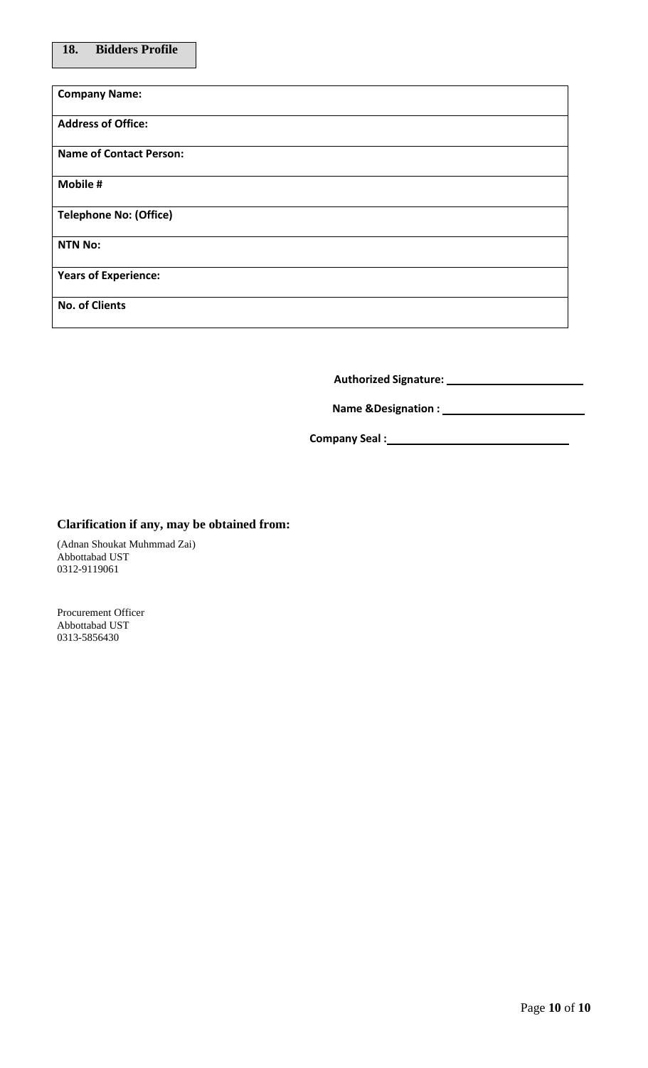## 18. Bidders Profile

| |
|---|
| **Company Name:** |
| **Address of Office:** |
| **Name of Contact Person:** |
| **Mobile #** |
| **Telephone No: (Office)** |
| **NTN No:** |
| **Years of Experience:** |
| **No. of Clients** |

**Authorized Signature:** ______________________

**Name &Designation :** ______________________

**Company Seal :** ____________________________

**Clarification if any, may be obtained from:**

(Adnan Shoukat Muhmmad Zai)
Abbottabad UST
0312-9119061

Procurement Officer
Abbottabad UST
0313-5856430